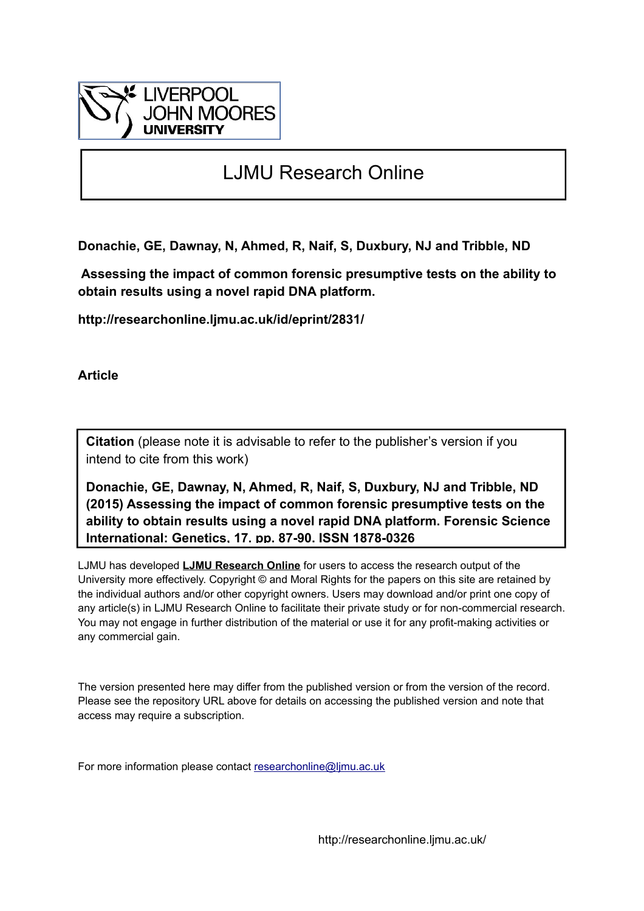LIVERPOOL JOHN MOORES UNIVERSITY

# LJMU Research Online

**Donachie, GE, Dawnay, N, Ahmed, R, Naif, S, Duxbury, NJ and Tribble, ND**

**Assessing the impact of common forensic presumptive tests on the ability to obtain results using a novel rapid DNA platform.**

**http://researchonline.ljmu.ac.uk/id/eprint/2831/**

**Article**

**Citation** (please note it is advisable to refer to the publisher's version if you intend to cite from this work)

**Donachie, GE, Dawnay, N, Ahmed, R, Naif, S, Duxbury, NJ and Tribble, ND (2015) Assessing the impact of common forensic presumptive tests on the ability to obtain results using a novel rapid DNA platform. Forensic Science International: Genetics, 17. pp. 87-90. ISSN 1878-0326**

LJMU has developed **LJMU Research Online** for users to access the research output of the University more effectively. Copyright © and Moral Rights for the papers on this site are retained by the individual authors and/or other copyright owners. Users may download and/or print one copy of any article(s) in LJMU Research Online to facilitate their private study or for non-commercial research. You may not engage in further distribution of the material or use it for any profit-making activities or any commercial gain.

The version presented here may differ from the published version or from the version of the record. Please see the repository URL above for details on accessing the published version and note that access may require a subscription.

For more information please contact researchonline@ljmu.ac.uk

http://researchonline.ljmu.ac.uk/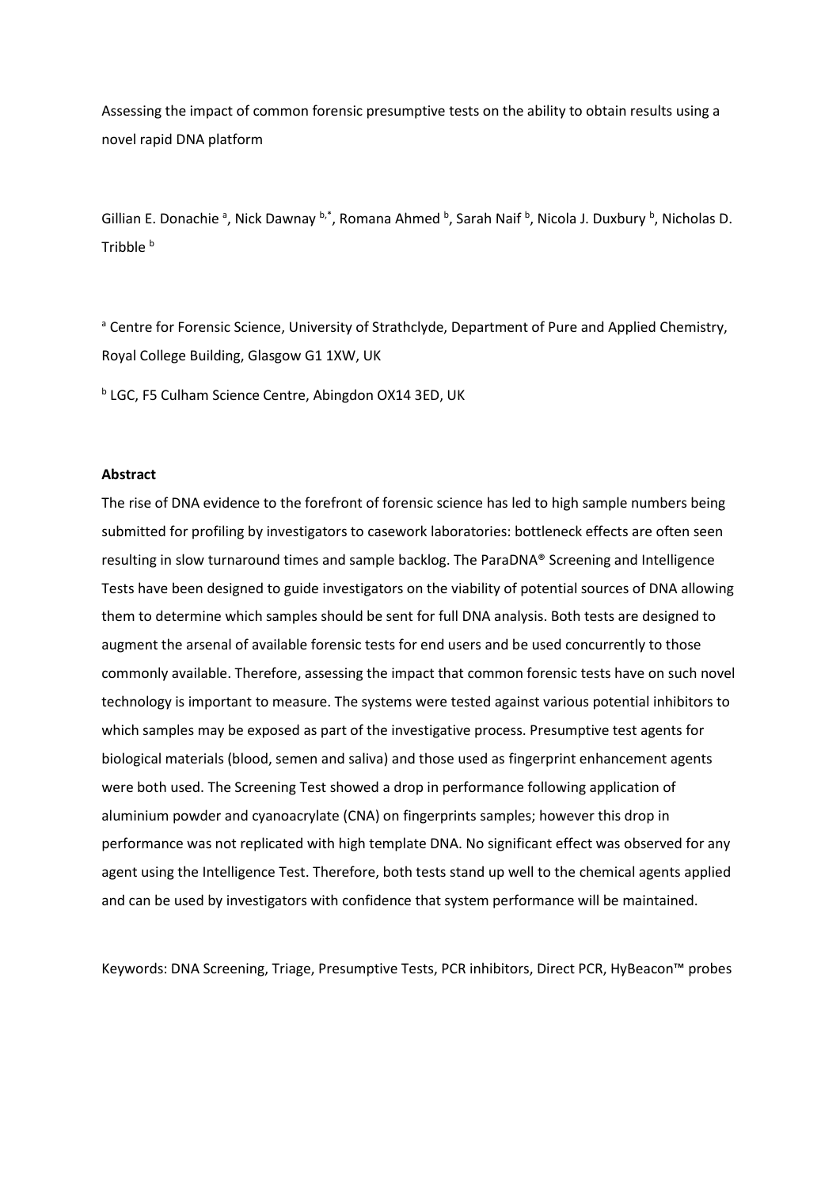Assessing the impact of common forensic presumptive tests on the ability to obtain results using a novel rapid DNA platform

Gillian E. Donachie [a], Nick Dawnay [b,*], Romana Ahmed [b], Sarah Naif [b], Nicola J. Duxbury [b], Nicholas D. Tribble [b]

[a] Centre for Forensic Science, University of Strathclyde, Department of Pure and Applied Chemistry, Royal College Building, Glasgow G1 1XW, UK

[b] LGC, F5 Culham Science Centre, Abingdon OX14 3ED, UK

**Abstract**

The rise of DNA evidence to the forefront of forensic science has led to high sample numbers being submitted for profiling by investigators to casework laboratories: bottleneck effects are often seen resulting in slow turnaround times and sample backlog. The ParaDNA® Screening and Intelligence Tests have been designed to guide investigators on the viability of potential sources of DNA allowing them to determine which samples should be sent for full DNA analysis. Both tests are designed to augment the arsenal of available forensic tests for end users and be used concurrently to those commonly available. Therefore, assessing the impact that common forensic tests have on such novel technology is important to measure. The systems were tested against various potential inhibitors to which samples may be exposed as part of the investigative process. Presumptive test agents for biological materials (blood, semen and saliva) and those used as fingerprint enhancement agents were both used. The Screening Test showed a drop in performance following application of aluminium powder and cyanoacrylate (CNA) on fingerprints samples; however this drop in performance was not replicated with high template DNA. No significant effect was observed for any agent using the Intelligence Test. Therefore, both tests stand up well to the chemical agents applied and can be used by investigators with confidence that system performance will be maintained.

Keywords: DNA Screening, Triage, Presumptive Tests, PCR inhibitors, Direct PCR, HyBeacon™ probes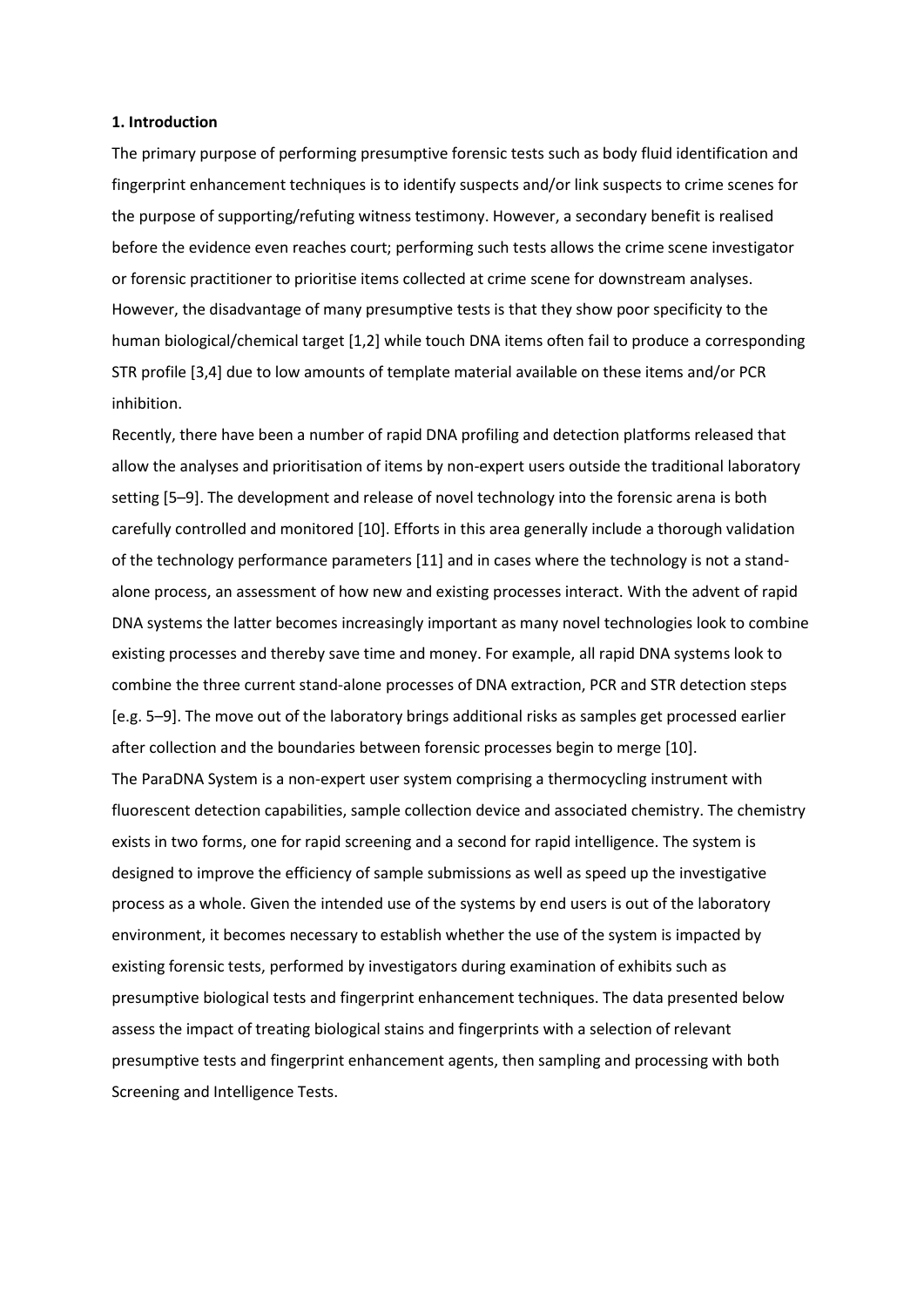**1. Introduction**

The primary purpose of performing presumptive forensic tests such as body fluid identification and fingerprint enhancement techniques is to identify suspects and/or link suspects to crime scenes for the purpose of supporting/refuting witness testimony. However, a secondary benefit is realised before the evidence even reaches court; performing such tests allows the crime scene investigator or forensic practitioner to prioritise items collected at crime scene for downstream analyses. However, the disadvantage of many presumptive tests is that they show poor specificity to the human biological/chemical target [1,2] while touch DNA items often fail to produce a corresponding STR profile [3,4] due to low amounts of template material available on these items and/or PCR inhibition.

Recently, there have been a number of rapid DNA profiling and detection platforms released that allow the analyses and prioritisation of items by non-expert users outside the traditional laboratory setting [5–9]. The development and release of novel technology into the forensic arena is both carefully controlled and monitored [10]. Efforts in this area generally include a thorough validation of the technology performance parameters [11] and in cases where the technology is not a stand-alone process, an assessment of how new and existing processes interact. With the advent of rapid DNA systems the latter becomes increasingly important as many novel technologies look to combine existing processes and thereby save time and money. For example, all rapid DNA systems look to combine the three current stand-alone processes of DNA extraction, PCR and STR detection steps [e.g. 5–9]. The move out of the laboratory brings additional risks as samples get processed earlier after collection and the boundaries between forensic processes begin to merge [10].

The ParaDNA System is a non-expert user system comprising a thermocycling instrument with fluorescent detection capabilities, sample collection device and associated chemistry. The chemistry exists in two forms, one for rapid screening and a second for rapid intelligence. The system is designed to improve the efficiency of sample submissions as well as speed up the investigative process as a whole. Given the intended use of the systems by end users is out of the laboratory environment, it becomes necessary to establish whether the use of the system is impacted by existing forensic tests, performed by investigators during examination of exhibits such as presumptive biological tests and fingerprint enhancement techniques. The data presented below assess the impact of treating biological stains and fingerprints with a selection of relevant presumptive tests and fingerprint enhancement agents, then sampling and processing with both Screening and Intelligence Tests.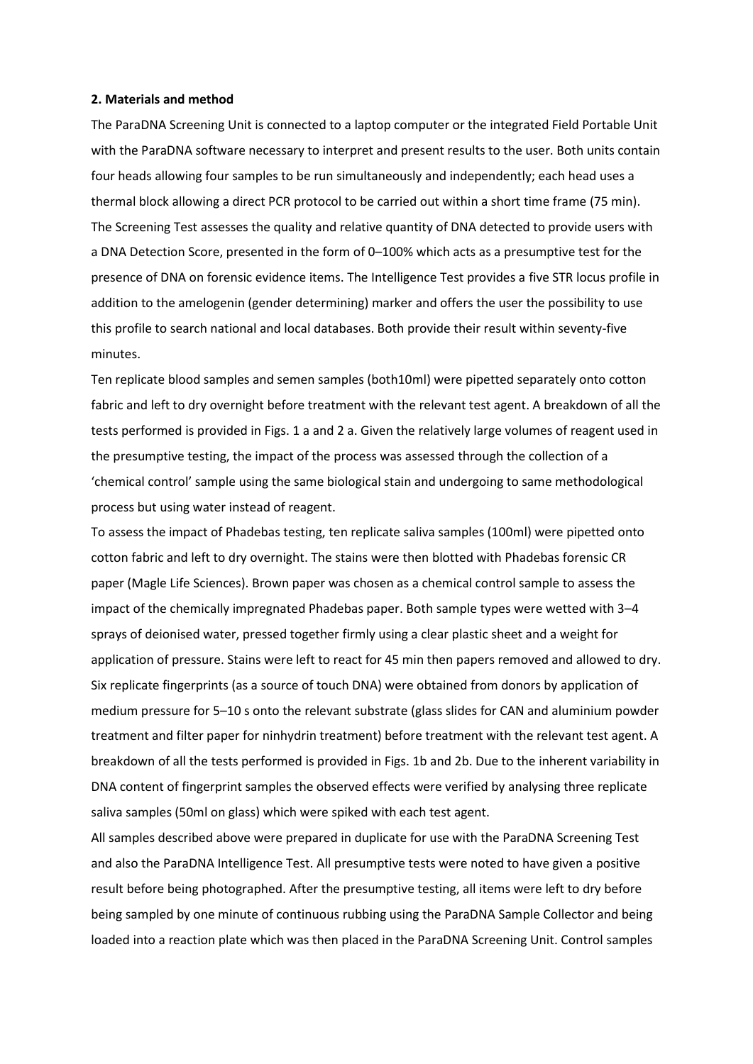**2. Materials and method**

The ParaDNA Screening Unit is connected to a laptop computer or the integrated Field Portable Unit with the ParaDNA software necessary to interpret and present results to the user. Both units contain four heads allowing four samples to be run simultaneously and independently; each head uses a thermal block allowing a direct PCR protocol to be carried out within a short time frame (75 min). The Screening Test assesses the quality and relative quantity of DNA detected to provide users with a DNA Detection Score, presented in the form of 0–100% which acts as a presumptive test for the presence of DNA on forensic evidence items. The Intelligence Test provides a five STR locus profile in addition to the amelogenin (gender determining) marker and offers the user the possibility to use this profile to search national and local databases. Both provide their result within seventy-five minutes.

Ten replicate blood samples and semen samples (both10ml) were pipetted separately onto cotton fabric and left to dry overnight before treatment with the relevant test agent. A breakdown of all the tests performed is provided in Figs. 1 a and 2 a. Given the relatively large volumes of reagent used in the presumptive testing, the impact of the process was assessed through the collection of a 'chemical control' sample using the same biological stain and undergoing to same methodological process but using water instead of reagent.

To assess the impact of Phadebas testing, ten replicate saliva samples (100ml) were pipetted onto cotton fabric and left to dry overnight. The stains were then blotted with Phadebas forensic CR paper (Magle Life Sciences). Brown paper was chosen as a chemical control sample to assess the impact of the chemically impregnated Phadebas paper. Both sample types were wetted with 3–4 sprays of deionised water, pressed together firmly using a clear plastic sheet and a weight for application of pressure. Stains were left to react for 45 min then papers removed and allowed to dry.

Six replicate fingerprints (as a source of touch DNA) were obtained from donors by application of medium pressure for 5–10 s onto the relevant substrate (glass slides for CAN and aluminium powder treatment and filter paper for ninhydrin treatment) before treatment with the relevant test agent. A breakdown of all the tests performed is provided in Figs. 1b and 2b. Due to the inherent variability in DNA content of fingerprint samples the observed effects were verified by analysing three replicate saliva samples (50ml on glass) which were spiked with each test agent.

All samples described above were prepared in duplicate for use with the ParaDNA Screening Test and also the ParaDNA Intelligence Test. All presumptive tests were noted to have given a positive result before being photographed. After the presumptive testing, all items were left to dry before being sampled by one minute of continuous rubbing using the ParaDNA Sample Collector and being loaded into a reaction plate which was then placed in the ParaDNA Screening Unit. Control samples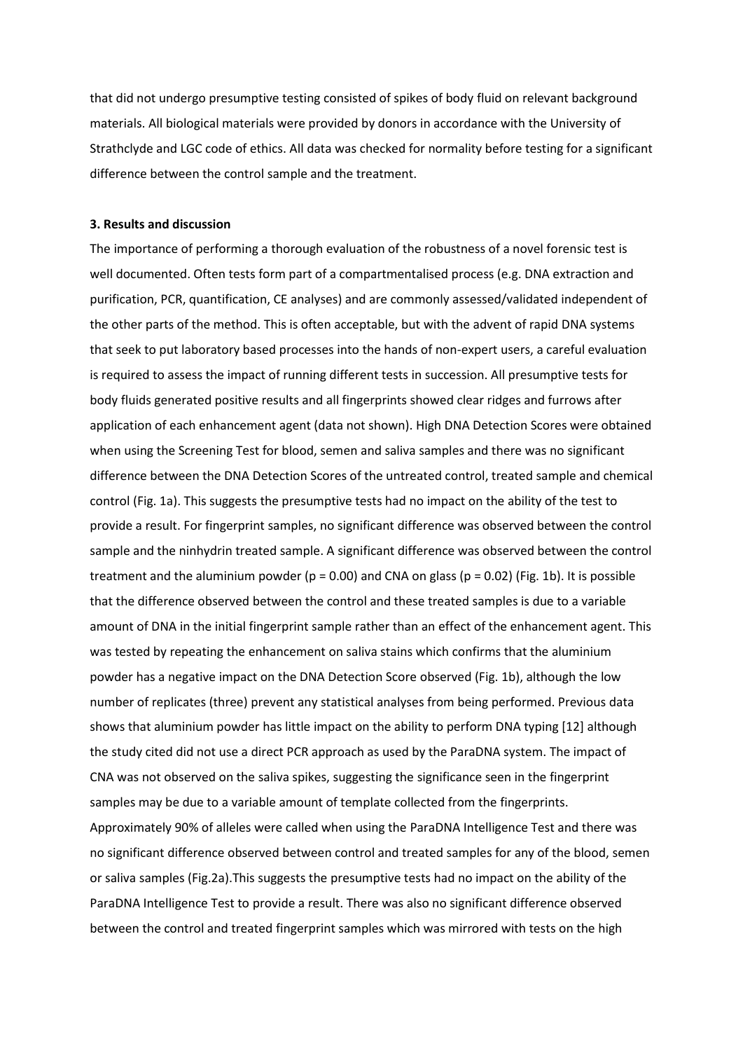that did not undergo presumptive testing consisted of spikes of body fluid on relevant background materials. All biological materials were provided by donors in accordance with the University of Strathclyde and LGC code of ethics. All data was checked for normality before testing for a significant difference between the control sample and the treatment.

### 3. Results and discussion

The importance of performing a thorough evaluation of the robustness of a novel forensic test is well documented. Often tests form part of a compartmentalised process (e.g. DNA extraction and purification, PCR, quantification, CE analyses) and are commonly assessed/validated independent of the other parts of the method. This is often acceptable, but with the advent of rapid DNA systems that seek to put laboratory based processes into the hands of non-expert users, a careful evaluation is required to assess the impact of running different tests in succession. All presumptive tests for body fluids generated positive results and all fingerprints showed clear ridges and furrows after application of each enhancement agent (data not shown). High DNA Detection Scores were obtained when using the Screening Test for blood, semen and saliva samples and there was no significant difference between the DNA Detection Scores of the untreated control, treated sample and chemical control (Fig. 1a). This suggests the presumptive tests had no impact on the ability of the test to provide a result. For fingerprint samples, no significant difference was observed between the control sample and the ninhydrin treated sample. A significant difference was observed between the control treatment and the aluminium powder ($p = 0.00$) and CNA on glass ($p = 0.02$) (Fig. 1b). It is possible that the difference observed between the control and these treated samples is due to a variable amount of DNA in the initial fingerprint sample rather than an effect of the enhancement agent. This was tested by repeating the enhancement on saliva stains which confirms that the aluminium powder has a negative impact on the DNA Detection Score observed (Fig. 1b), although the low number of replicates (three) prevent any statistical analyses from being performed. Previous data shows that aluminium powder has little impact on the ability to perform DNA typing [12] although the study cited did not use a direct PCR approach as used by the ParaDNA system. The impact of CNA was not observed on the saliva spikes, suggesting the significance seen in the fingerprint samples may be due to a variable amount of template collected from the fingerprints. Approximately 90% of alleles were called when using the ParaDNA Intelligence Test and there was no significant difference observed between control and treated samples for any of the blood, semen or saliva samples (Fig.2a).This suggests the presumptive tests had no impact on the ability of the ParaDNA Intelligence Test to provide a result. There was also no significant difference observed between the control and treated fingerprint samples which was mirrored with tests on the high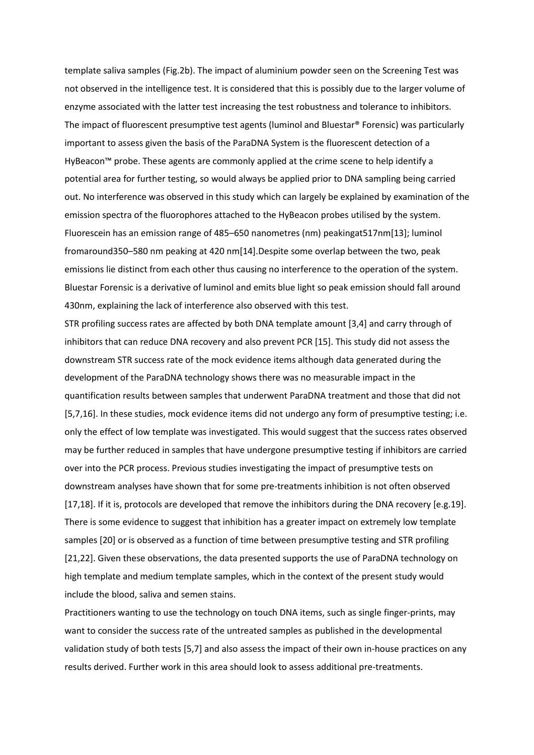template saliva samples (Fig.2b). The impact of aluminium powder seen on the Screening Test was not observed in the intelligence test. It is considered that this is possibly due to the larger volume of enzyme associated with the latter test increasing the test robustness and tolerance to inhibitors. The impact of fluorescent presumptive test agents (luminol and Bluestar® Forensic) was particularly important to assess given the basis of the ParaDNA System is the fluorescent detection of a HyBeacon™ probe. These agents are commonly applied at the crime scene to help identify a potential area for further testing, so would always be applied prior to DNA sampling being carried out. No interference was observed in this study which can largely be explained by examination of the emission spectra of the fluorophores attached to the HyBeacon probes utilised by the system. Fluorescein has an emission range of 485–650 nanometres (nm) peakingat517nm[13]; luminol fromaround350–580 nm peaking at 420 nm[14].Despite some overlap between the two, peak emissions lie distinct from each other thus causing no interference to the operation of the system. Bluestar Forensic is a derivative of luminol and emits blue light so peak emission should fall around 430nm, explaining the lack of interference also observed with this test.

STR profiling success rates are affected by both DNA template amount [3,4] and carry through of inhibitors that can reduce DNA recovery and also prevent PCR [15]. This study did not assess the downstream STR success rate of the mock evidence items although data generated during the development of the ParaDNA technology shows there was no measurable impact in the quantification results between samples that underwent ParaDNA treatment and those that did not [5,7,16]. In these studies, mock evidence items did not undergo any form of presumptive testing; i.e. only the effect of low template was investigated. This would suggest that the success rates observed may be further reduced in samples that have undergone presumptive testing if inhibitors are carried over into the PCR process. Previous studies investigating the impact of presumptive tests on downstream analyses have shown that for some pre-treatments inhibition is not often observed [17,18]. If it is, protocols are developed that remove the inhibitors during the DNA recovery [e.g.19]. There is some evidence to suggest that inhibition has a greater impact on extremely low template samples [20] or is observed as a function of time between presumptive testing and STR profiling [21,22]. Given these observations, the data presented supports the use of ParaDNA technology on high template and medium template samples, which in the context of the present study would include the blood, saliva and semen stains.

Practitioners wanting to use the technology on touch DNA items, such as single finger-prints, may want to consider the success rate of the untreated samples as published in the developmental validation study of both tests [5,7] and also assess the impact of their own in-house practices on any results derived. Further work in this area should look to assess additional pre-treatments.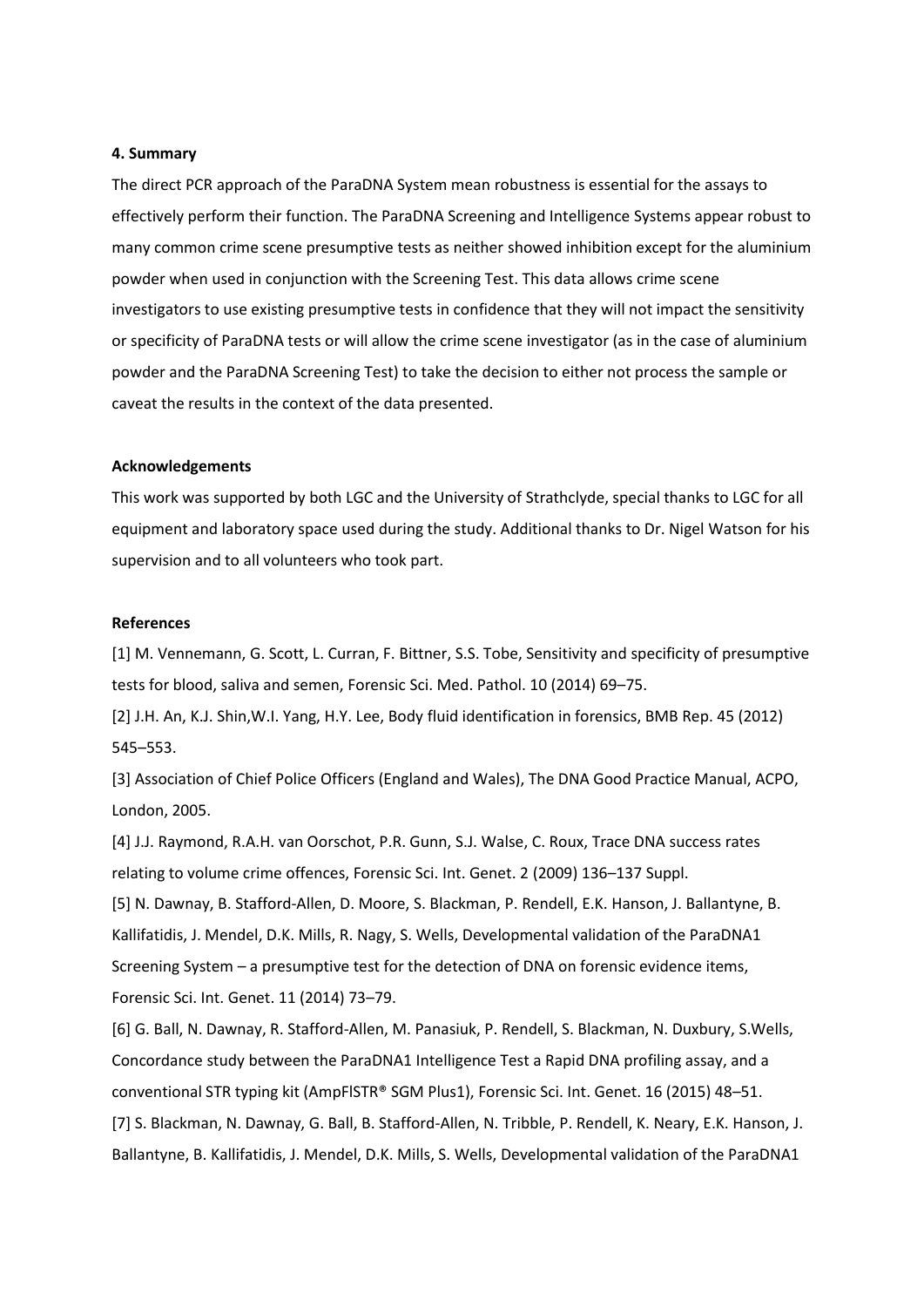### 4. Summary

The direct PCR approach of the ParaDNA System mean robustness is essential for the assays to effectively perform their function. The ParaDNA Screening and Intelligence Systems appear robust to many common crime scene presumptive tests as neither showed inhibition except for the aluminium powder when used in conjunction with the Screening Test. This data allows crime scene investigators to use existing presumptive tests in confidence that they will not impact the sensitivity or specificity of ParaDNA tests or will allow the crime scene investigator (as in the case of aluminium powder and the ParaDNA Screening Test) to take the decision to either not process the sample or caveat the results in the context of the data presented.

### Acknowledgements

This work was supported by both LGC and the University of Strathclyde, special thanks to LGC for all equipment and laboratory space used during the study. Additional thanks to Dr. Nigel Watson for his supervision and to all volunteers who took part.

### References

[1] M. Vennemann, G. Scott, L. Curran, F. Bittner, S.S. Tobe, Sensitivity and specificity of presumptive tests for blood, saliva and semen, Forensic Sci. Med. Pathol. 10 (2014) 69–75.

[2] J.H. An, K.J. Shin,W.I. Yang, H.Y. Lee, Body fluid identification in forensics, BMB Rep. 45 (2012) 545–553.

[3] Association of Chief Police Officers (England and Wales), The DNA Good Practice Manual, ACPO, London, 2005.

[4] J.J. Raymond, R.A.H. van Oorschot, P.R. Gunn, S.J. Walse, C. Roux, Trace DNA success rates relating to volume crime offences, Forensic Sci. Int. Genet. 2 (2009) 136–137 Suppl.

[5] N. Dawnay, B. Stafford-Allen, D. Moore, S. Blackman, P. Rendell, E.K. Hanson, J. Ballantyne, B. Kallifatidis, J. Mendel, D.K. Mills, R. Nagy, S. Wells, Developmental validation of the ParaDNA1 Screening System – a presumptive test for the detection of DNA on forensic evidence items, Forensic Sci. Int. Genet. 11 (2014) 73–79.

[6] G. Ball, N. Dawnay, R. Stafford-Allen, M. Panasiuk, P. Rendell, S. Blackman, N. Duxbury, S.Wells, Concordance study between the ParaDNA1 Intelligence Test a Rapid DNA profiling assay, and a conventional STR typing kit (AmpFlSTR® SGM Plus1), Forensic Sci. Int. Genet. 16 (2015) 48–51.

[7] S. Blackman, N. Dawnay, G. Ball, B. Stafford-Allen, N. Tribble, P. Rendell, K. Neary, E.K. Hanson, J. Ballantyne, B. Kallifatidis, J. Mendel, D.K. Mills, S. Wells, Developmental validation of the ParaDNA1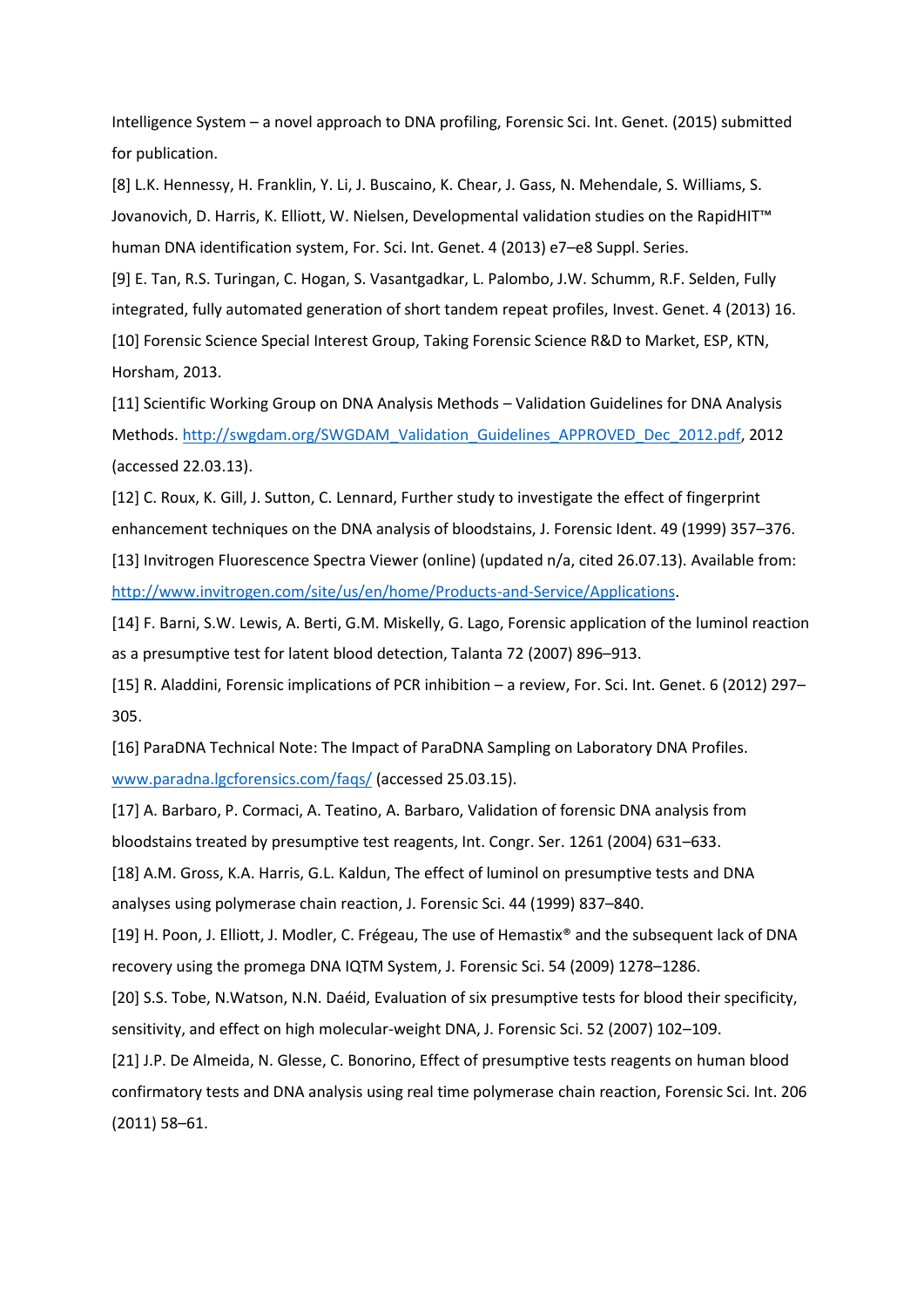Intelligence System – a novel approach to DNA profiling, Forensic Sci. Int. Genet. (2015) submitted for publication.

[8] L.K. Hennessy, H. Franklin, Y. Li, J. Buscaino, K. Chear, J. Gass, N. Mehendale, S. Williams, S. Jovanovich, D. Harris, K. Elliott, W. Nielsen, Developmental validation studies on the RapidHIT™ human DNA identification system, For. Sci. Int. Genet. 4 (2013) e7–e8 Suppl. Series.

[9] E. Tan, R.S. Turingan, C. Hogan, S. Vasantgadkar, L. Palombo, J.W. Schumm, R.F. Selden, Fully integrated, fully automated generation of short tandem repeat profiles, Invest. Genet. 4 (2013) 16.

[10] Forensic Science Special Interest Group, Taking Forensic Science R&D to Market, ESP, KTN, Horsham, 2013.

[11] Scientific Working Group on DNA Analysis Methods – Validation Guidelines for DNA Analysis Methods. http://swgdam.org/SWGDAM_Validation_Guidelines_APPROVED_Dec_2012.pdf, 2012 (accessed 22.03.13).

[12] C. Roux, K. Gill, J. Sutton, C. Lennard, Further study to investigate the effect of fingerprint enhancement techniques on the DNA analysis of bloodstains, J. Forensic Ident. 49 (1999) 357–376.

[13] Invitrogen Fluorescence Spectra Viewer (online) (updated n/a, cited 26.07.13). Available from: http://www.invitrogen.com/site/us/en/home/Products-and-Service/Applications.

[14] F. Barni, S.W. Lewis, A. Berti, G.M. Miskelly, G. Lago, Forensic application of the luminol reaction as a presumptive test for latent blood detection, Talanta 72 (2007) 896–913.

[15] R. Aladdini, Forensic implications of PCR inhibition – a review, For. Sci. Int. Genet. 6 (2012) 297–305.

[16] ParaDNA Technical Note: The Impact of ParaDNA Sampling on Laboratory DNA Profiles. www.paradna.lgcforensics.com/faqs/ (accessed 25.03.15).

[17] A. Barbaro, P. Cormaci, A. Teatino, A. Barbaro, Validation of forensic DNA analysis from bloodstains treated by presumptive test reagents, Int. Congr. Ser. 1261 (2004) 631–633.

[18] A.M. Gross, K.A. Harris, G.L. Kaldun, The effect of luminol on presumptive tests and DNA analyses using polymerase chain reaction, J. Forensic Sci. 44 (1999) 837–840.

[19] H. Poon, J. Elliott, J. Modler, C. Frégeau, The use of Hemastix® and the subsequent lack of DNA recovery using the promega DNA IQTM System, J. Forensic Sci. 54 (2009) 1278–1286.

[20] S.S. Tobe, N.Watson, N.N. Daéid, Evaluation of six presumptive tests for blood their specificity, sensitivity, and effect on high molecular-weight DNA, J. Forensic Sci. 52 (2007) 102–109.

[21] J.P. De Almeida, N. Glesse, C. Bonorino, Effect of presumptive tests reagents on human blood confirmatory tests and DNA analysis using real time polymerase chain reaction, Forensic Sci. Int. 206 (2011) 58–61.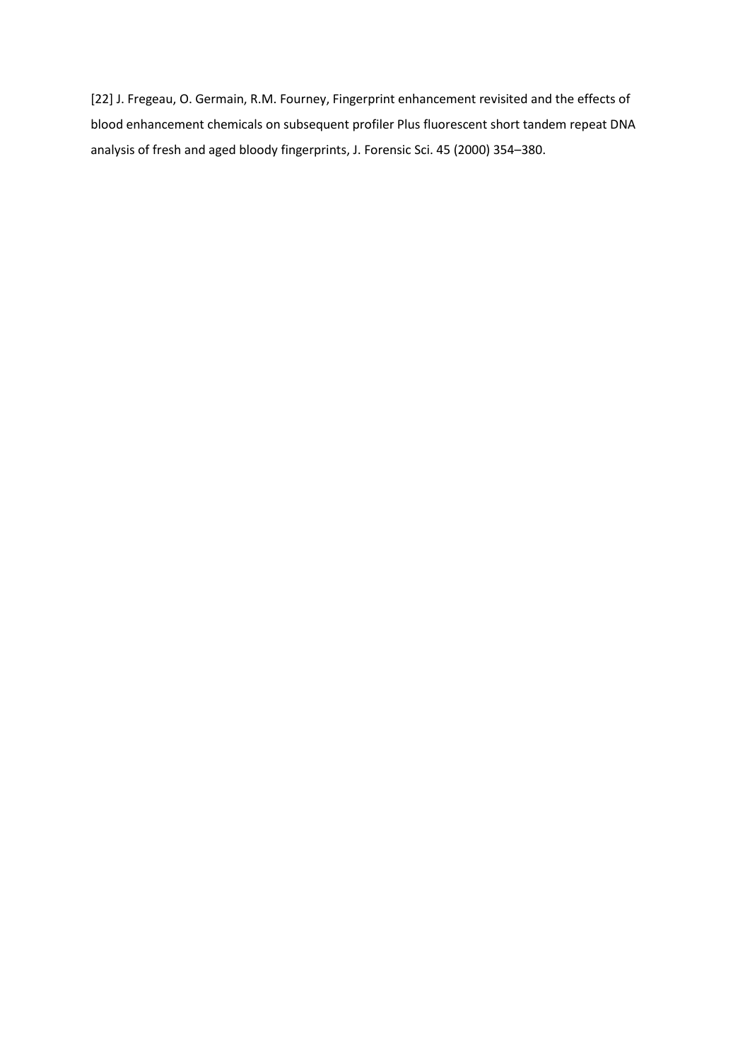[22] J. Fregeau, O. Germain, R.M. Fourney, Fingerprint enhancement revisited and the effects of blood enhancement chemicals on subsequent profiler Plus fluorescent short tandem repeat DNA analysis of fresh and aged bloody fingerprints, J. Forensic Sci. 45 (2000) 354–380.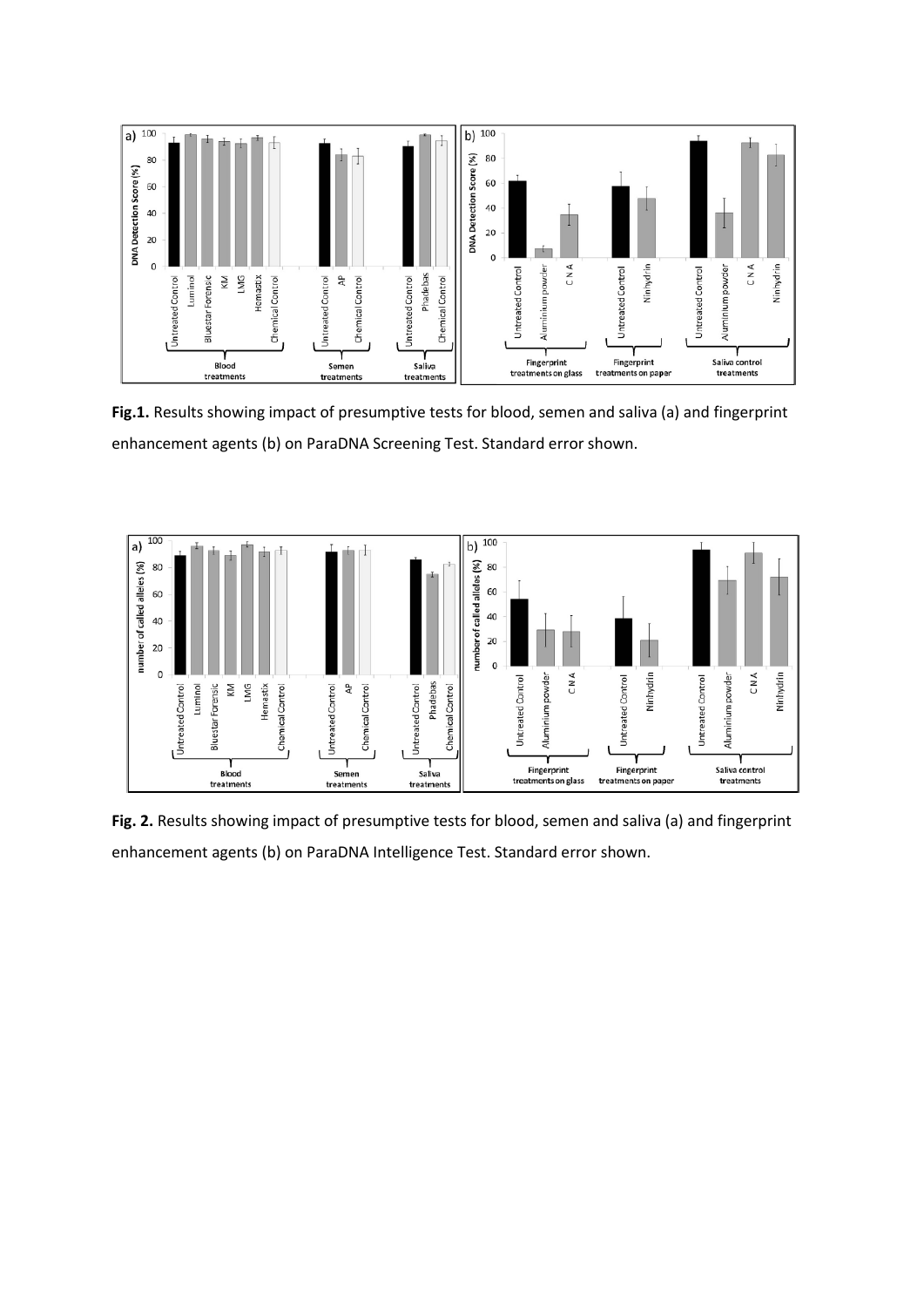a)

DNA Detection Score (%)

100
80
60
40
20
0

Untreated Control
Luminol
Bluestar Forensic
KM
LMG
Hemastix
Chemical Control

Untreated Control
AP
Chemical Control

Untreated Control
Phadebas
Chemical Control

Blood treatments

Semen treatments

Saliva treatments

b)

DNA Detection Score (%)

100
80
60
40
20
0

Untreated Control
Aluminium powder
C N A

Untreated Control
Ninhydrin

Untreated Control
Aluminium powder
C N A
Ninhydrin

Fingerprint treatments on glass

Fingerprint treatments on paper

Saliva control treatments

**Fig.1.** Results showing impact of presumptive tests for blood, semen and saliva (a) and fingerprint enhancement agents (b) on ParaDNA Screening Test. Standard error shown.

a)

number of called alleles (%)

100
80
60
40
20
0

Untreated Control
Luminol
Bluestar Forensic
KM
LMG
Hemastix
Chemical Control

Untreated Control
AP
Chemical Control

Untreated Control
Phadebas
Chemical Control

Blood treatments

Semen treatments

Saliva treatments

b)

number of called alleles (%)

100
80
60
40
20
0

Untreated Control
Aluminium powder
C N A

Untreated Control
Ninhydrin

Untreated Control
Aluminium powder
C N A
Ninhydrin

Fingerprint treatments on glass

Fingerprint treatments on paper

Saliva control treatments

**Fig. 2.** Results showing impact of presumptive tests for blood, semen and saliva (a) and fingerprint enhancement agents (b) on ParaDNA Intelligence Test. Standard error shown.